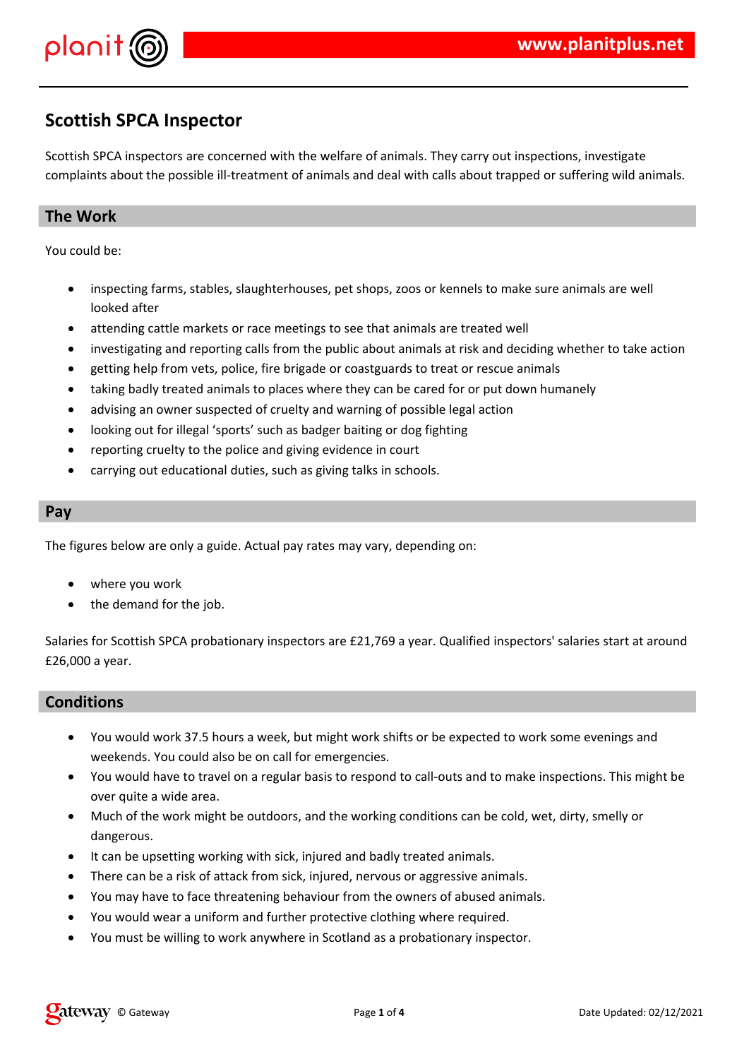# Scottish SPCA Inspector

Scottish SPCA inspectors are concerned with the welfare of animals. They carry out inspections, investigate complaints about the possible ill-treatment of animals and deal with calls about trapped or suffering wild animals.

## The Work

You could be:

- inspecting farms, stables, slaughterhouses, pet shops, zoos or kennels to make sure animals are well looked after
- attending cattle markets or race meetings to see that animals are treated well
- investigating and reporting calls from the public about animals at risk and deciding whether to take action
- getting help from vets, police, fire brigade or coastguards to treat or rescue animals
- taking badly treated animals to places where they can be cared for or put down humanely
- advising an owner suspected of cruelty and warning of possible legal action
- looking out for illegal 'sports' such as badger baiting or dog fighting
- reporting cruelty to the police and giving evidence in court
- carrying out educational duties, such as giving talks in schools.

## Pay

The figures below are only a guide. Actual pay rates may vary, depending on:

- where you work
- the demand for the job.

Salaries for Scottish SPCA probationary inspectors are £21,769 a year. Qualified inspectors' salaries start at around £26,000 a year.

## Conditions

- You would work 37.5 hours a week, but might work shifts or be expected to work some evenings and weekends. You could also be on call for emergencies.
- You would have to travel on a regular basis to respond to call-outs and to make inspections. This might be over quite a wide area.
- Much of the work might be outdoors, and the working conditions can be cold, wet, dirty, smelly or dangerous.
- It can be upsetting working with sick, injured and badly treated animals.
- There can be a risk of attack from sick, injured, nervous or aggressive animals.
- You may have to face threatening behaviour from the owners of abused animals.
- You would wear a uniform and further protective clothing where required.
- You must be willing to work anywhere in Scotland as a probationary inspector.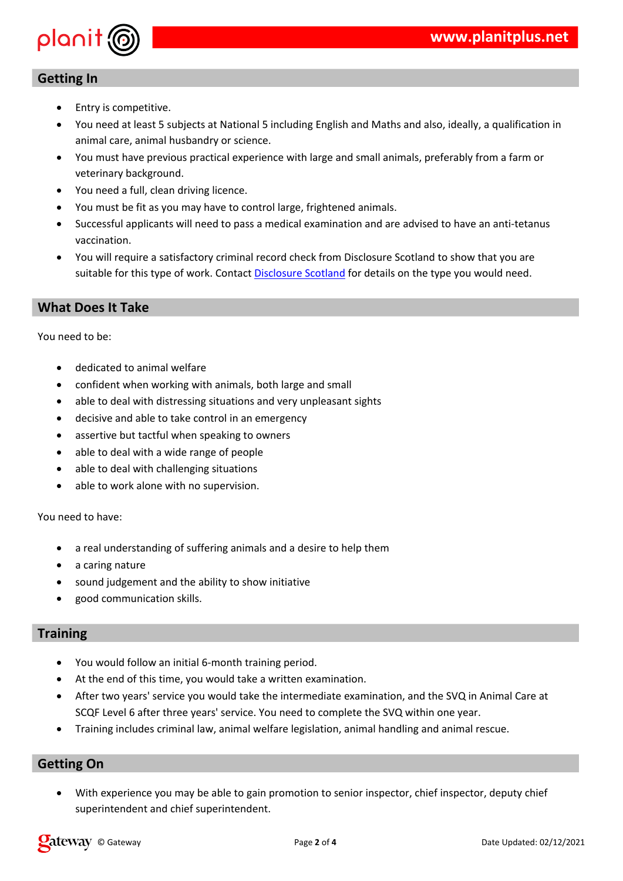## Getting In

- Entry is competitive.
- You need at least 5 subjects at National 5 including English and Maths and also, ideally, a qualification in animal care, animal husbandry or science.
- You must have previous practical experience with large and small animals, preferably from a farm or veterinary background.
- You need a full, clean driving licence.
- You must be fit as you may have to control large, frightened animals.
- Successful applicants will need to pass a medical examination and are advised to have an anti-tetanus vaccination.
- You will require a satisfactory criminal record check from Disclosure Scotland to show that you are suitable for this type of work. Contact Disclosure Scotland for details on the type you would need.

## What Does It Take

You need to be:

- dedicated to animal welfare
- confident when working with animals, both large and small
- able to deal with distressing situations and very unpleasant sights
- decisive and able to take control in an emergency
- assertive but tactful when speaking to owners
- able to deal with a wide range of people
- able to deal with challenging situations
- able to work alone with no supervision.

You need to have:

- a real understanding of suffering animals and a desire to help them
- a caring nature
- sound judgement and the ability to show initiative
- good communication skills.

## Training

- You would follow an initial 6-month training period.
- At the end of this time, you would take a written examination.
- After two years' service you would take the intermediate examination, and the SVQ in Animal Care at SCQF Level 6 after three years' service. You need to complete the SVQ within one year.
- Training includes criminal law, animal welfare legislation, animal handling and animal rescue.

## Getting On

- With experience you may be able to gain promotion to senior inspector, chief inspector, deputy chief superintendent and chief superintendent.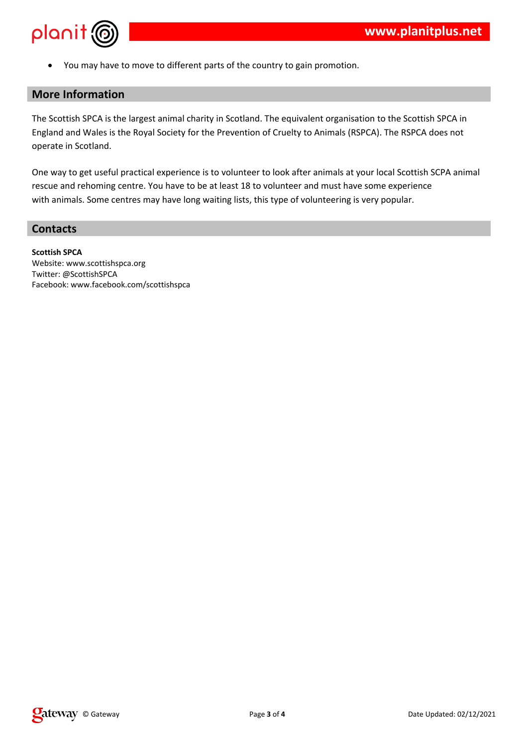- You may have to move to different parts of the country to gain promotion.

## More Information

The Scottish SPCA is the largest animal charity in Scotland. The equivalent organisation to the Scottish SPCA in England and Wales is the Royal Society for the Prevention of Cruelty to Animals (RSPCA). The RSPCA does not operate in Scotland.

One way to get useful practical experience is to volunteer to look after animals at your local Scottish SCPA animal rescue and rehoming centre. You have to be at least 18 to volunteer and must have some experience with animals. Some centres may have long waiting lists, this type of volunteering is very popular.

## Contacts

**Scottish SPCA**
Website: www.scottishspca.org
Twitter: @ScottishSPCA
Facebook: www.facebook.com/scottishspca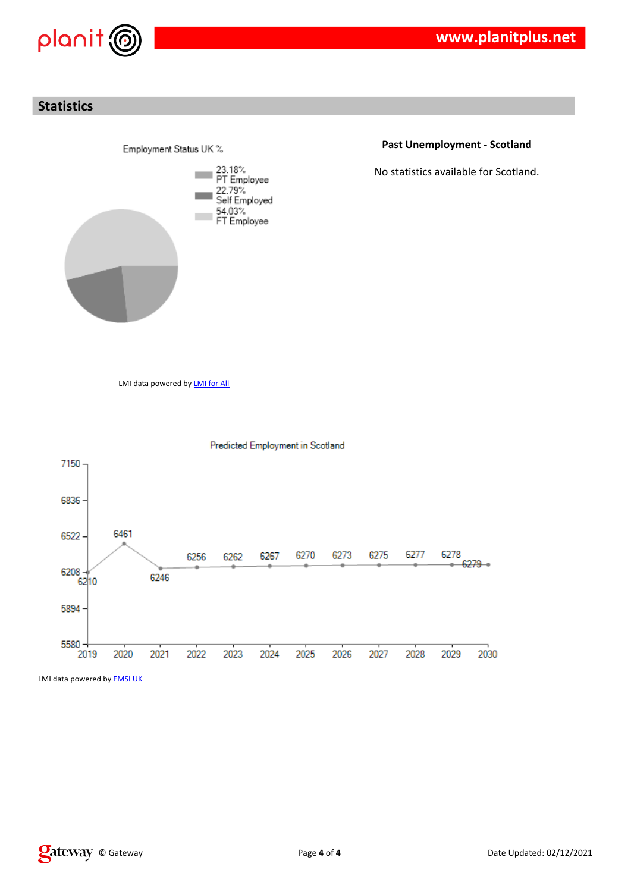## Statistics

Employment Status UK %

23.18%
PT Employee
22.79%
Self Employed
54.03%
FT Employee

LMI data powered by [LMI for All]

**Past Unemployment - Scotland**

No statistics available for Scotland.

Predicted Employment in Scotland

7150
6836
6522
6208
5894
5580

2019 2020 2021 2022 2023 2024 2025 2026 2027 2028 2029 2030

6210 6461 6246 6256 6262 6267 6270 6273 6275 6277 6278 6279

LMI data powered by [EMSI UK]